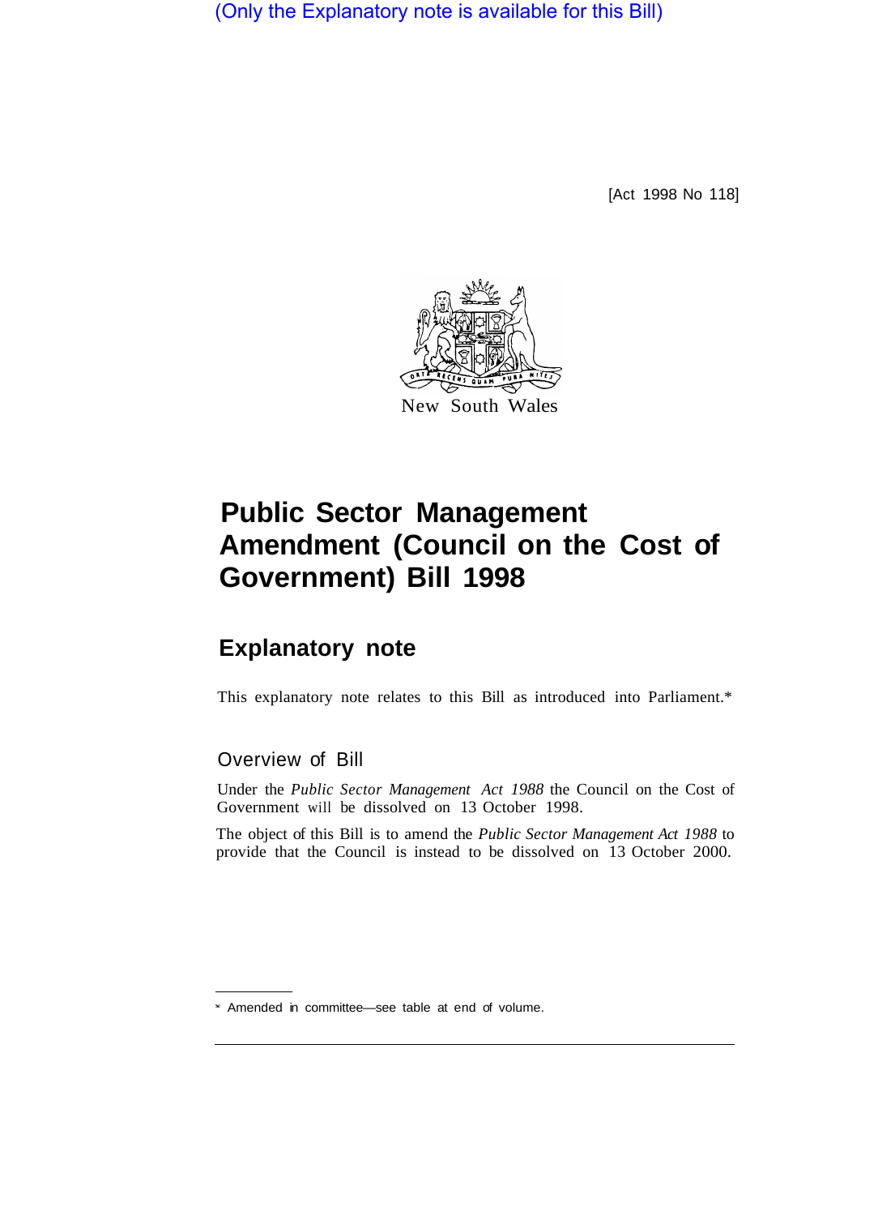(Only the Explanatory note is available for this Bill)

[Act 1998 No 118]

New South Wales

# Public Sector Management Amendment (Council on the Cost of Government) Bill 1998

## Explanatory note

This explanatory note relates to this Bill as introduced into Parliament.*

### Overview of Bill

Under the *Public Sector Management Act 1988* the Council on the Cost of Government will be dissolved on 13 October 1998.

The object of this Bill is to amend the *Public Sector Management Act 1988* to provide that the Council is instead to be dissolved on 13 October 2000.

* Amended in committee—see table at end of volume.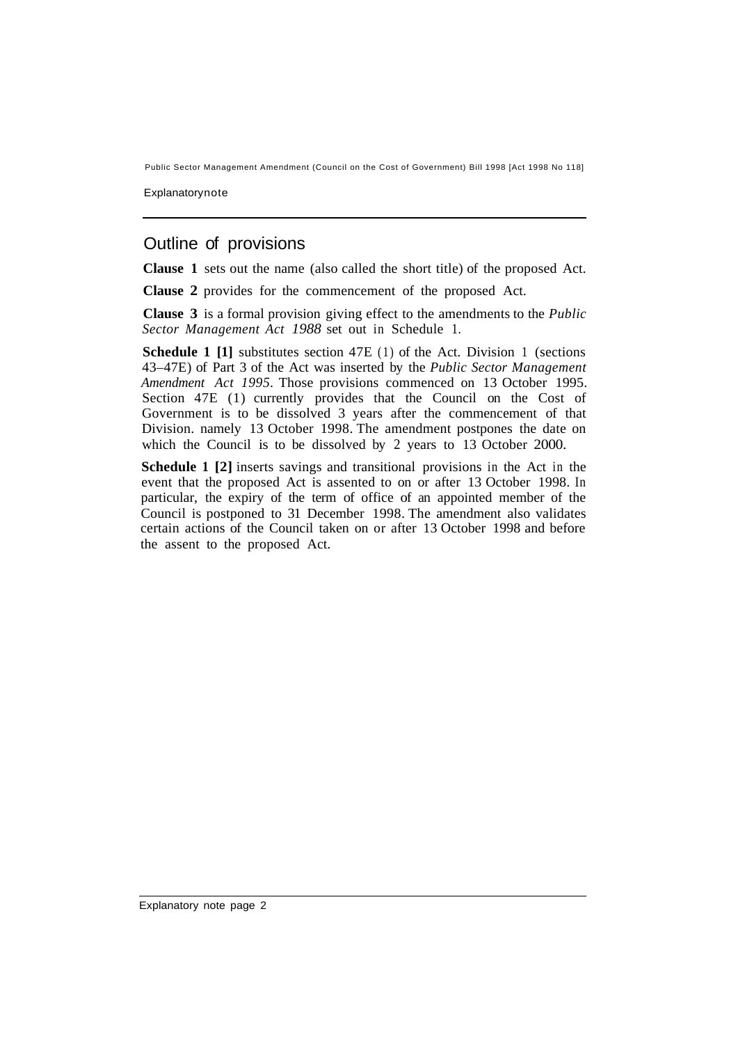## Outline of provisions

**Clause 1** sets out the name (also called the short title) of the proposed Act.

**Clause 2** provides for the commencement of the proposed Act.

**Clause 3** is a formal provision giving effect to the amendments to the *Public Sector Management Act 1988* set out in Schedule 1.

**Schedule 1 [1]** substitutes section 47E (1) of the Act. Division 1 (sections 43–47E) of Part 3 of the Act was inserted by the *Public Sector Management Amendment Act 1995*. Those provisions commenced on 13 October 1995. Section 47E (1) currently provides that the Council on the Cost of Government is to be dissolved 3 years after the commencement of that Division. namely 13 October 1998. The amendment postpones the date on which the Council is to be dissolved by 2 years to 13 October 2000.

**Schedule 1 [2]** inserts savings and transitional provisions in the Act in the event that the proposed Act is assented to on or after 13 October 1998. In particular, the expiry of the term of office of an appointed member of the Council is postponed to 31 December 1998. The amendment also validates certain actions of the Council taken on or after 13 October 1998 and before the assent to the proposed Act.